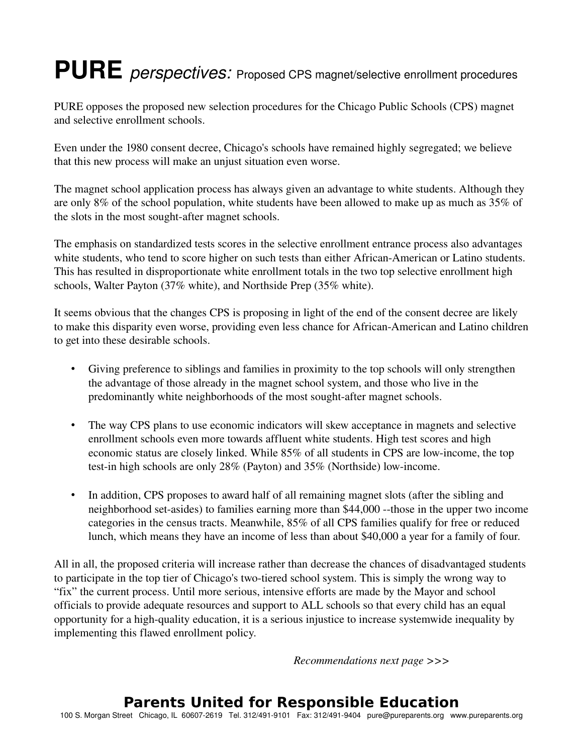# **PURE** *perspectives:* Proposed CPS magnet/selective enrollment procedures

PURE opposes the proposed new selection procedures for the Chicago Public Schools (CPS) magnet and selective enrollment schools.

Even under the 1980 consent decree, Chicago's schools have remained highly segregated; we believe that this new process will make an unjust situation even worse.

The magnet school application process has always given an advantage to white students. Although they are only 8% of the school population, white students have been allowed to make up as much as 35% of the slots in the most sought-after magnet schools.

The emphasis on standardized tests scores in the selective enrollment entrance process also advantages white students, who tend to score higher on such tests than either African-American or Latino students. This has resulted in disproportionate white enrollment totals in the two top selective enrollment high schools, Walter Payton (37% white), and Northside Prep (35% white).

It seems obvious that the changes CPS is proposing in light of the end of the consent decree are likely to make this disparity even worse, providing even less chance for African-American and Latino children to get into these desirable schools.

- Giving preference to siblings and families in proximity to the top schools will only strengthen the advantage of those already in the magnet school system, and those who live in the predominantly white neighborhoods of the most sought-after magnet schools.
- The way CPS plans to use economic indicators will skew acceptance in magnets and selective enrollment schools even more towards affluent white students. High test scores and high economic status are closely linked. While 85% of all students in CPS are low-income, the top test-in high schools are only 28% (Payton) and 35% (Northside) low-income.
- In addition, CPS proposes to award half of all remaining magnet slots (after the sibling and neighborhood set-asides) to families earning more than $44,000 --those in the upper two income categories in the census tracts. Meanwhile, 85% of all CPS families qualify for free or reduced lunch, which means they have an income of less than about $40,000 a year for a family of four.

All in all, the proposed criteria will increase rather than decrease the chances of disadvantaged students to participate in the top tier of Chicago's two-tiered school system. This is simply the wrong way to "fix" the current process. Until more serious, intensive efforts are made by the Mayor and school officials to provide adequate resources and support to ALL schools so that every child has an equal opportunity for a high-quality education, it is a serious injustice to increase systemwide inequality by implementing this flawed enrollment policy.

*Recommendations next page >>>*

**Parents United for Responsible Education**

100 S. Morgan Street Chicago, IL 60607-2619 Tel. 312/491-9101 Fax: 312/491-9404 pure@pureparents.org www.pureparents.org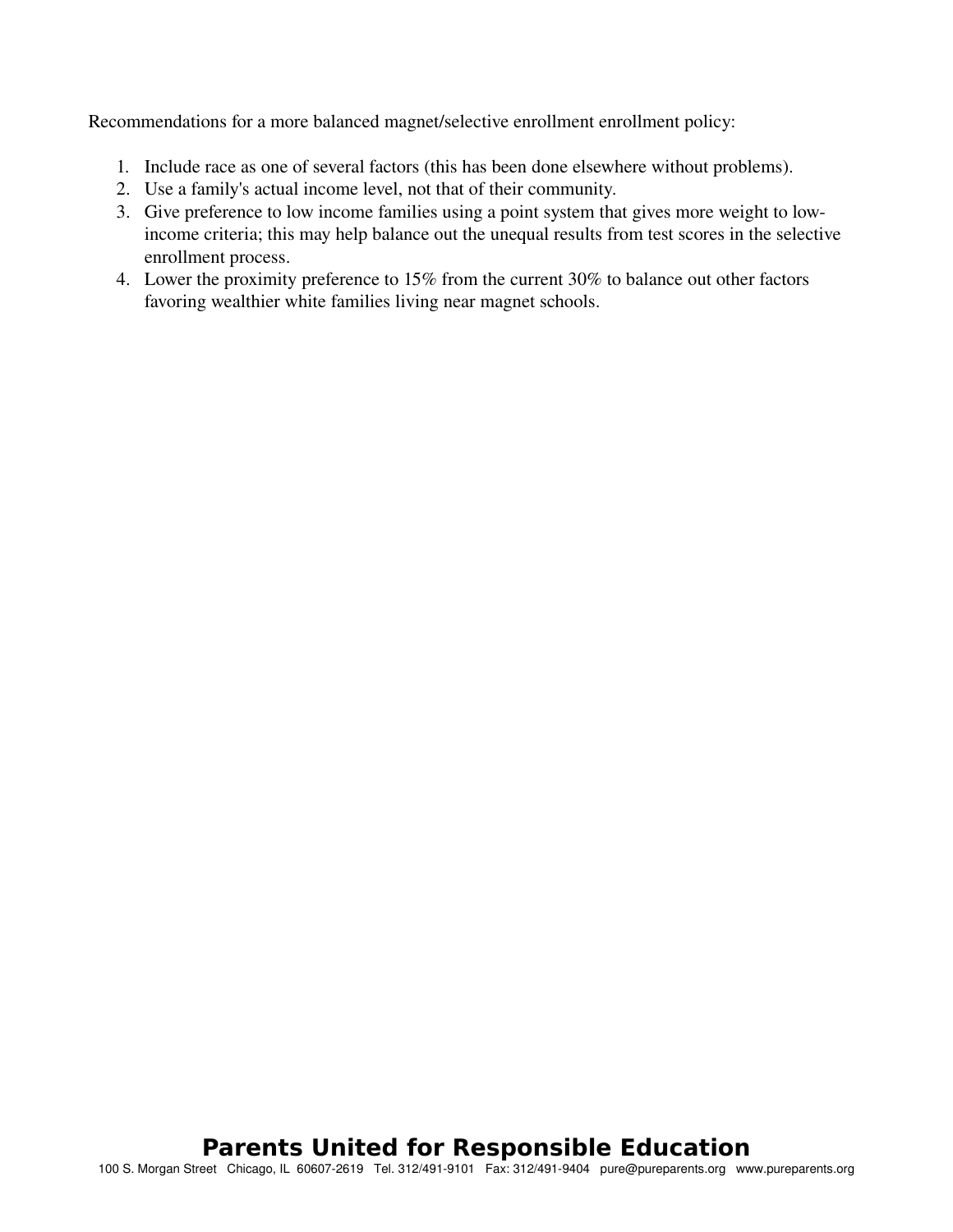Recommendations for a more balanced magnet/selective enrollment enrollment policy:

1. Include race as one of several factors (this has been done elsewhere without problems).
2. Use a family's actual income level, not that of their community.
3. Give preference to low income families using a point system that gives more weight to low-income criteria; this may help balance out the unequal results from test scores in the selective enrollment process.
4. Lower the proximity preference to 15% from the current 30% to balance out other factors favoring wealthier white families living near magnet schools.